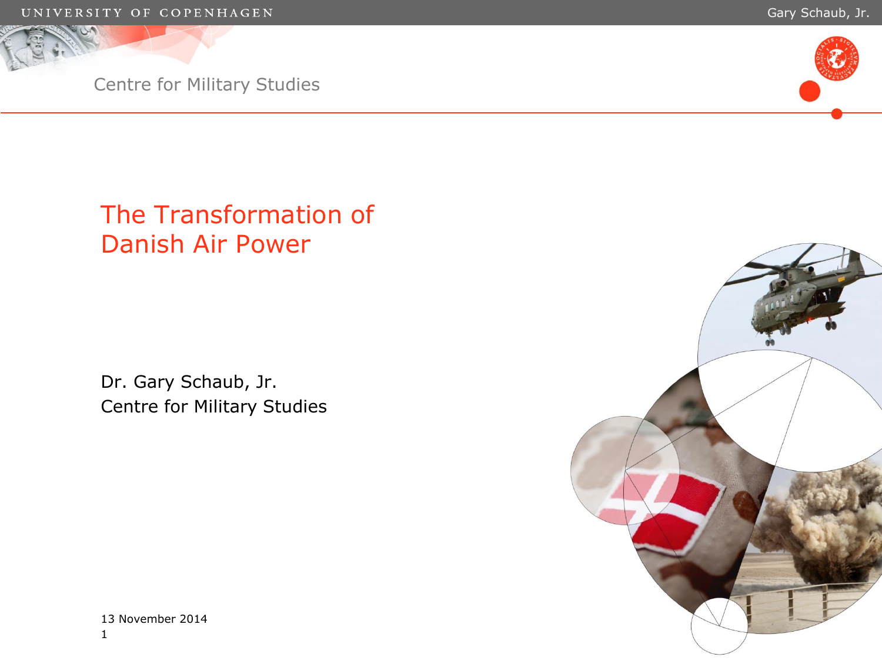# The Transformation of Danish Air Power

Dr. Gary Schaub, Jr.
Centre for Military Studies

13 November 2014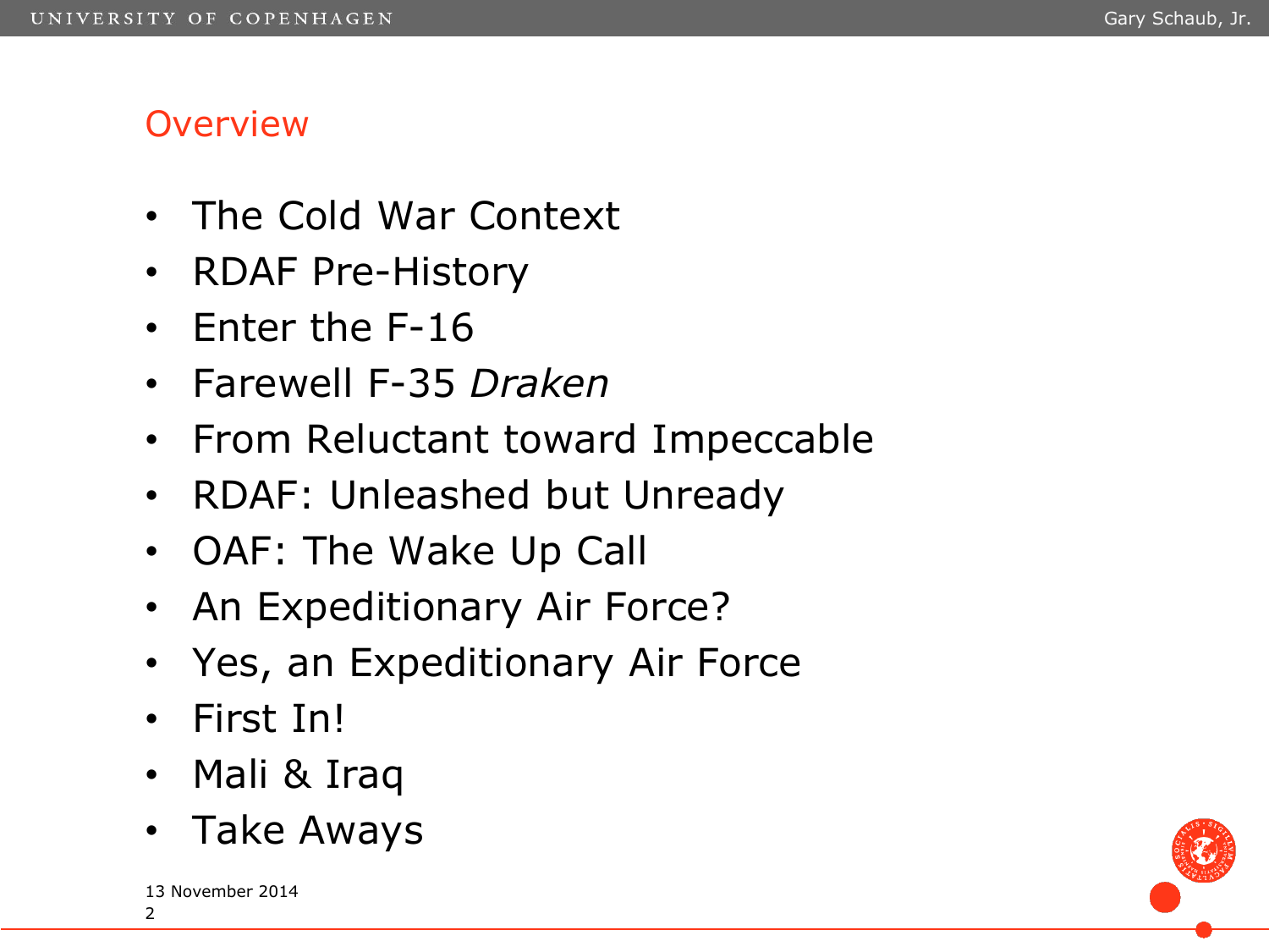# Overview

- The Cold War Context
- RDAF Pre-History
- Enter the F-16
- Farewell F-35 *Draken*
- From Reluctant toward Impeccable
- RDAF: Unleashed but Unready
- OAF: The Wake Up Call
- An Expeditionary Air Force?
- Yes, an Expeditionary Air Force
- First In!
- Mali & Iraq
- Take Aways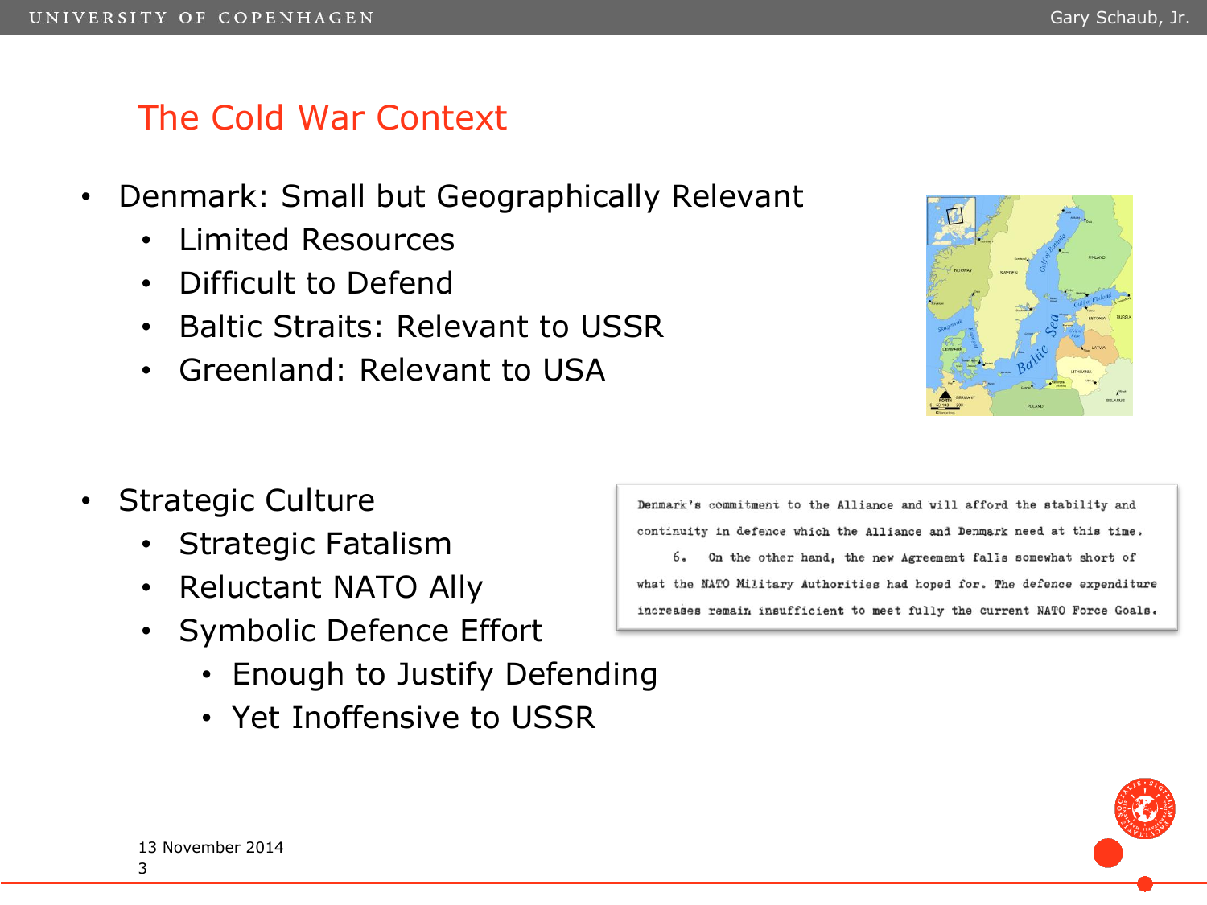# The Cold War Context

- Denmark: Small but Geographically Relevant
  - Limited Resources
  - Difficult to Defend
  - Baltic Straits: Relevant to USSR
  - Greenland: Relevant to USA

- Strategic Culture
  - Strategic Fatalism
  - Reluctant NATO Ally
  - Symbolic Defence Effort
    - Enough to Justify Defending
    - Yet Inoffensive to USSR

> Denmark's commitment to the Alliance and will afford the stability and continuity in defence which the Alliance and Denmark need at this time.
>
> 6. On the other hand, the new Agreement falls somewhat short of what the NATO Military Authorities had hoped for. The defence expenditure increases remain insufficient to meet fully the current NATO Force Goals.

13 November 2014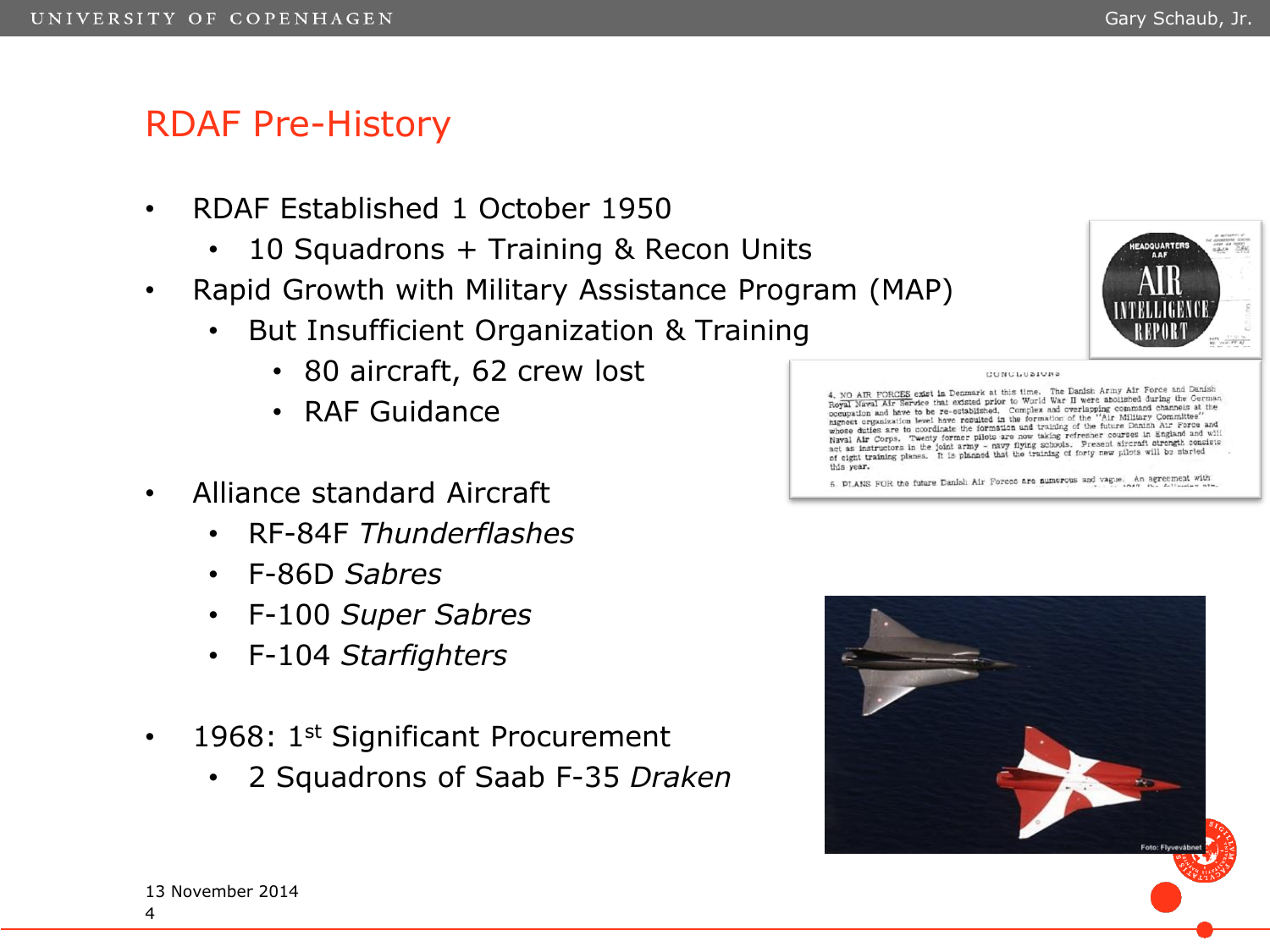# RDAF Pre-History

- RDAF Established 1 October 1950
  - 10 Squadrons + Training & Recon Units
- Rapid Growth with Military Assistance Program (MAP)
  - But Insufficient Organization & Training
    - 80 aircraft, 62 crew lost
    - RAF Guidance
- Alliance standard Aircraft
  - RF-84F *Thunderflashes*
  - F-86D *Sabres*
  - F-100 *Super Sabres*
  - F-104 *Starfighters*
- 1968: 1st Significant Procurement
  - 2 Squadrons of Saab F-35 *Draken*

13 November 2014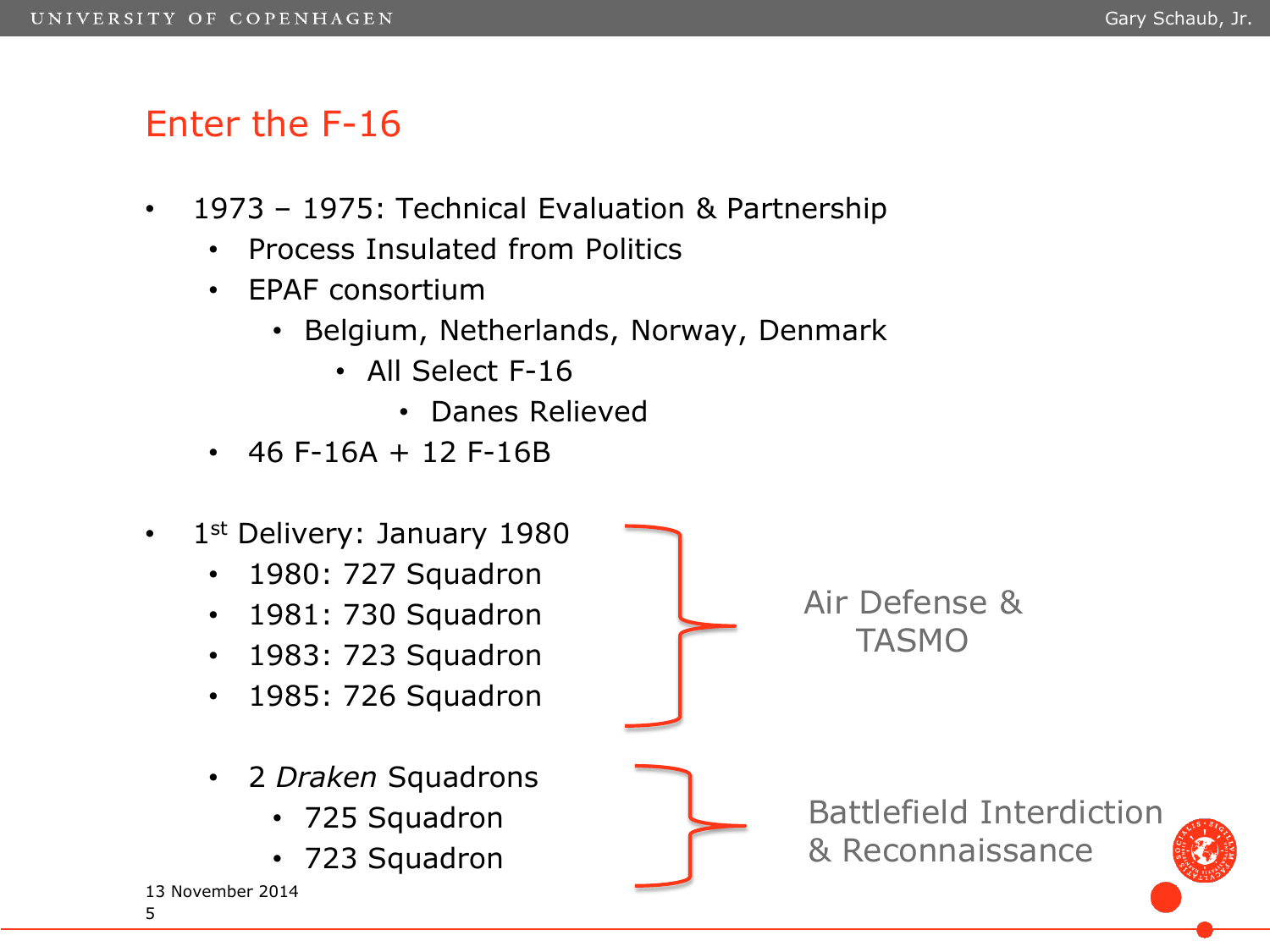## Enter the F-16

- 1973 – 1975: Technical Evaluation & Partnership
  - Process Insulated from Politics
  - EPAF consortium
    - Belgium, Netherlands, Norway, Denmark
      - All Select F-16
        - Danes Relieved
  - 46 F-16A + 12 F-16B

- 1st Delivery: January 1980
  - 1980: 727 Squadron
  - 1981: 730 Squadron
  - 1983: 723 Squadron
  - 1985: 726 Squadron

  } Air Defense & TASMO

  - 2 *Draken* Squadrons
    - 725 Squadron
    - 723 Squadron

  } Battlefield Interdiction & Reconnaissance

13 November 2014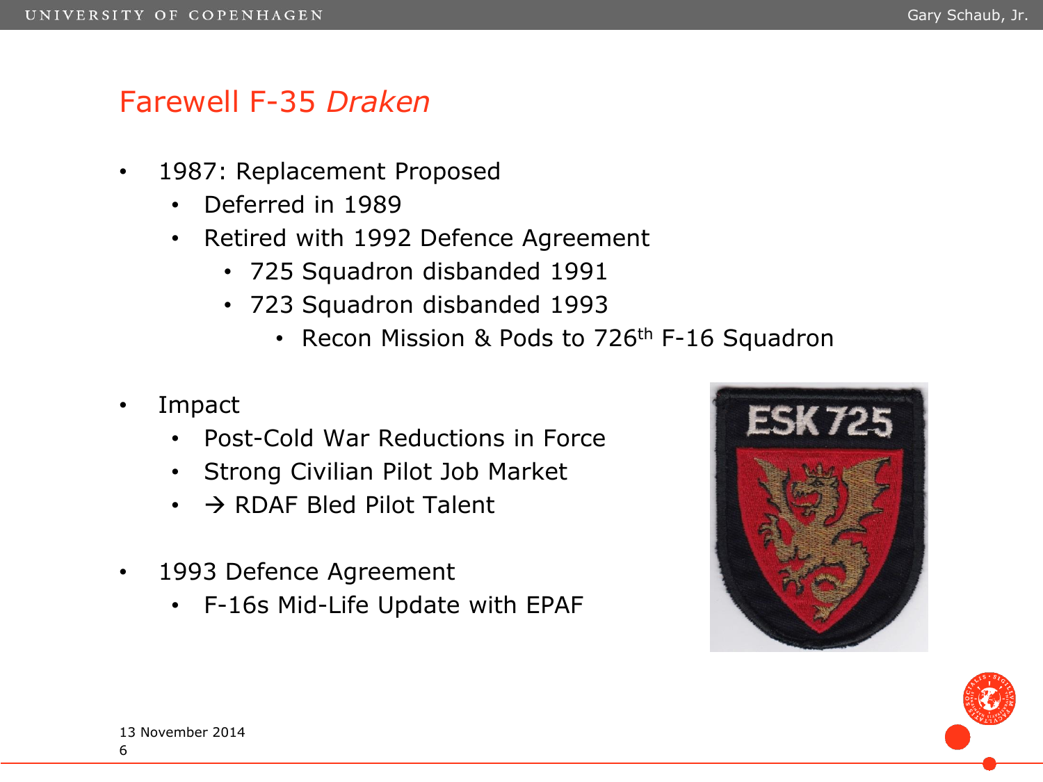# Farewell F-35 *Draken*

- 1987: Replacement Proposed
  - Deferred in 1989
  - Retired with 1992 Defence Agreement
    - 725 Squadron disbanded 1991
    - 723 Squadron disbanded 1993
      - Recon Mission & Pods to 726th F-16 Squadron

- Impact
  - Post-Cold War Reductions in Force
  - Strong Civilian Pilot Job Market
  - → RDAF Bled Pilot Talent

- 1993 Defence Agreement
  - F-16s Mid-Life Update with EPAF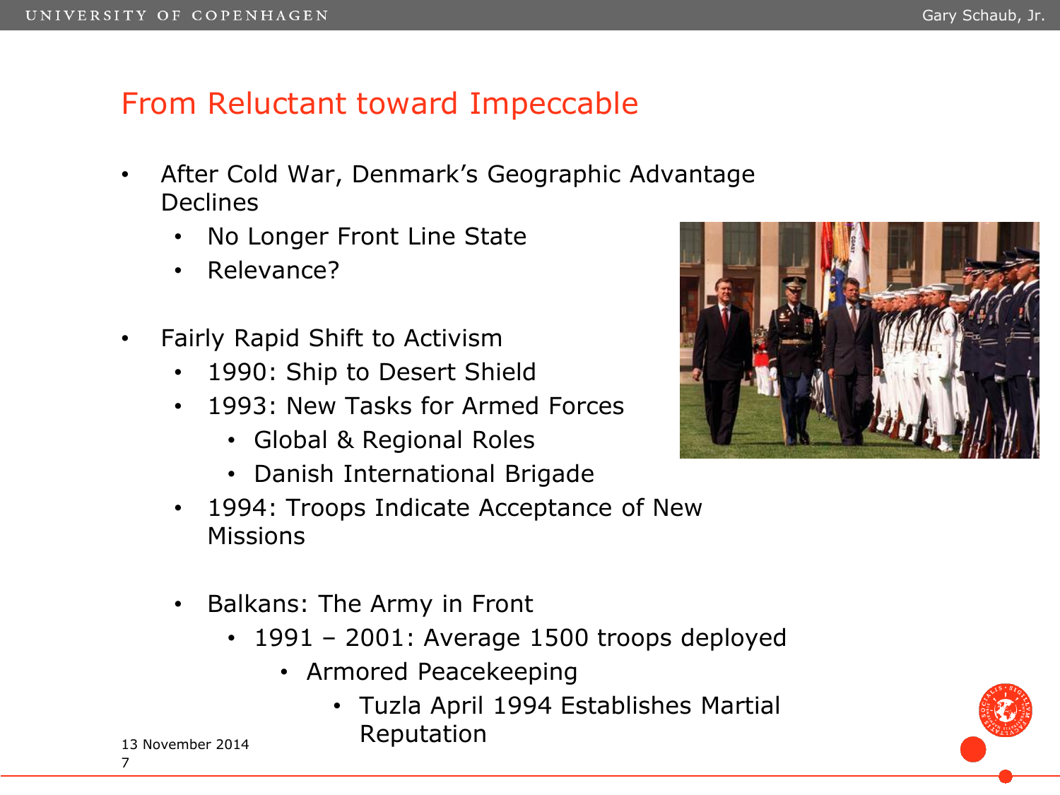## From Reluctant toward Impeccable

- After Cold War, Denmark's Geographic Advantage Declines
  - No Longer Front Line State
  - Relevance?

- Fairly Rapid Shift to Activism
  - 1990: Ship to Desert Shield
  - 1993: New Tasks for Armed Forces
    - Global & Regional Roles
    - Danish International Brigade
  - 1994: Troops Indicate Acceptance of New Missions

  - Balkans: The Army in Front
    - 1991 – 2001: Average 1500 troops deployed
      - Armored Peacekeeping
        - Tuzla April 1994 Establishes Martial Reputation

13 November 2014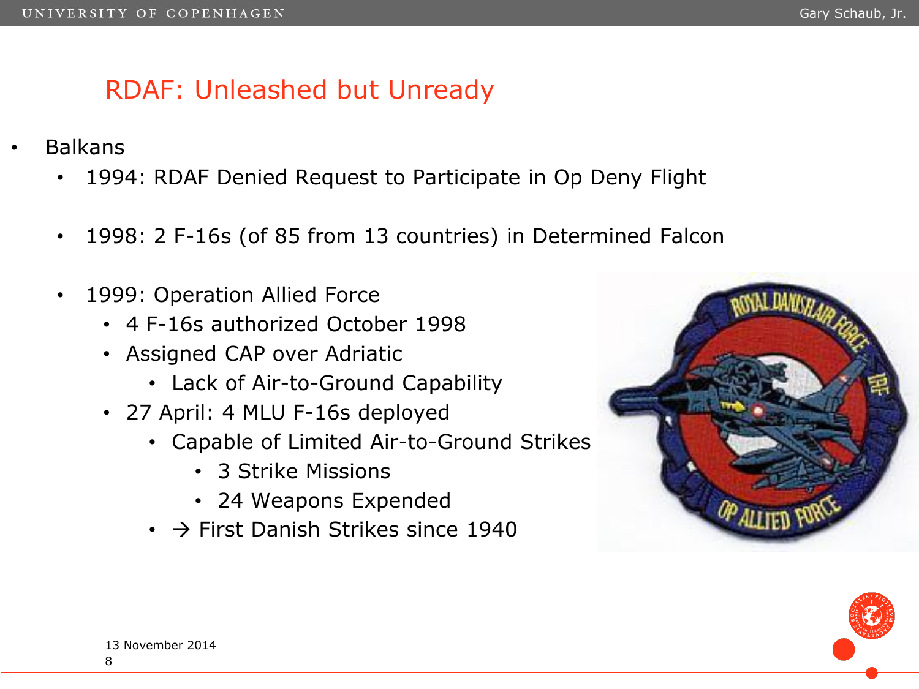## RDAF: Unleashed but Unready

- Balkans
  - 1994: RDAF Denied Request to Participate in Op Deny Flight
  - 1998: 2 F-16s (of 85 from 13 countries) in Determined Falcon
  - 1999: Operation Allied Force
    - 4 F-16s authorized October 1998
    - Assigned CAP over Adriatic
      - Lack of Air-to-Ground Capability
    - 27 April: 4 MLU F-16s deployed
      - Capable of Limited Air-to-Ground Strikes
        - 3 Strike Missions
        - 24 Weapons Expended
      - → First Danish Strikes since 1940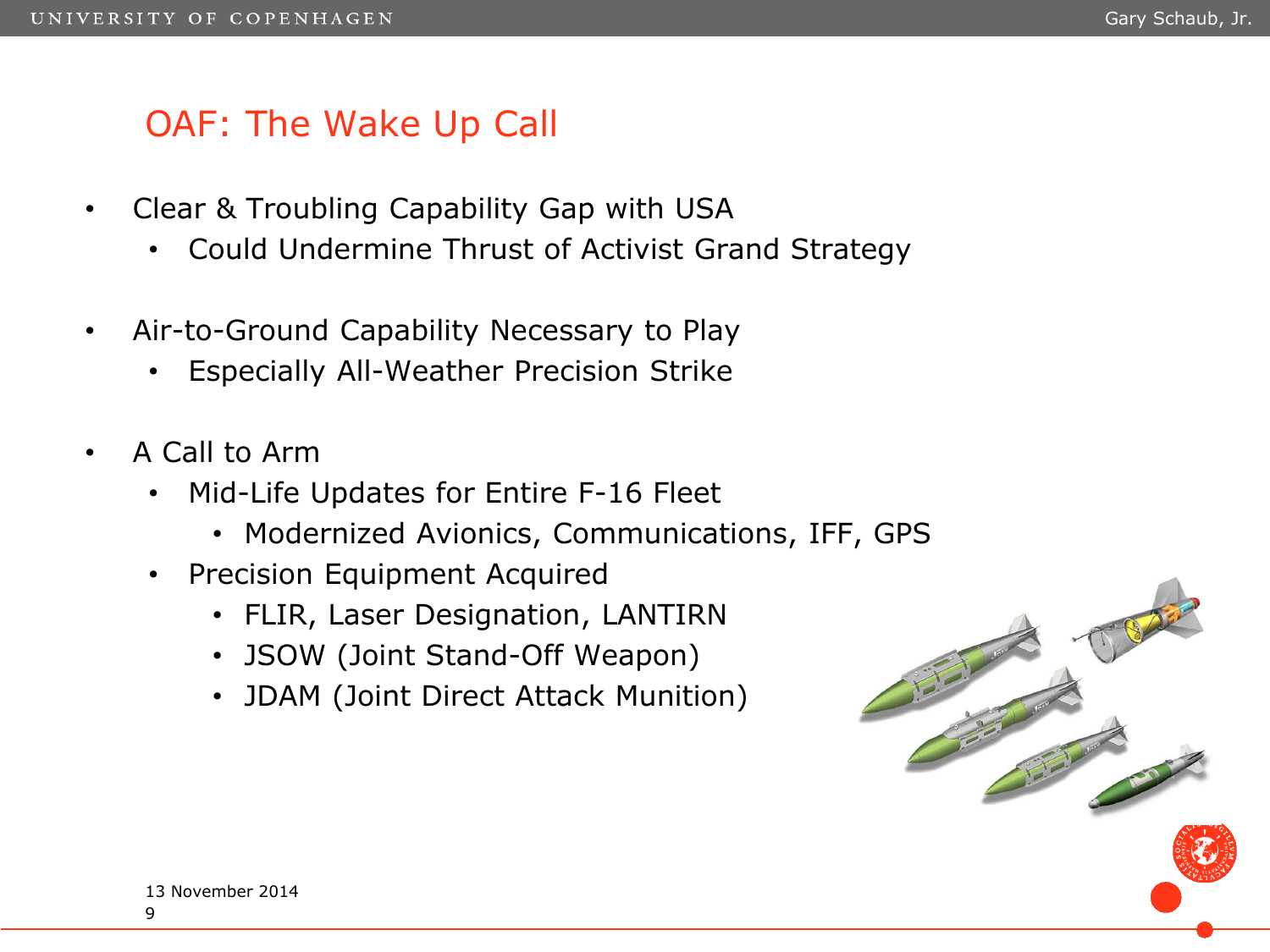## OAF: The Wake Up Call

- Clear & Troubling Capability Gap with USA
  - Could Undermine Thrust of Activist Grand Strategy

- Air-to-Ground Capability Necessary to Play
  - Especially All-Weather Precision Strike

- A Call to Arm
  - Mid-Life Updates for Entire F-16 Fleet
    - Modernized Avionics, Communications, IFF, GPS
  - Precision Equipment Acquired
    - FLIR, Laser Designation, LANTIRN
    - JSOW (Joint Stand-Off Weapon)
    - JDAM (Joint Direct Attack Munition)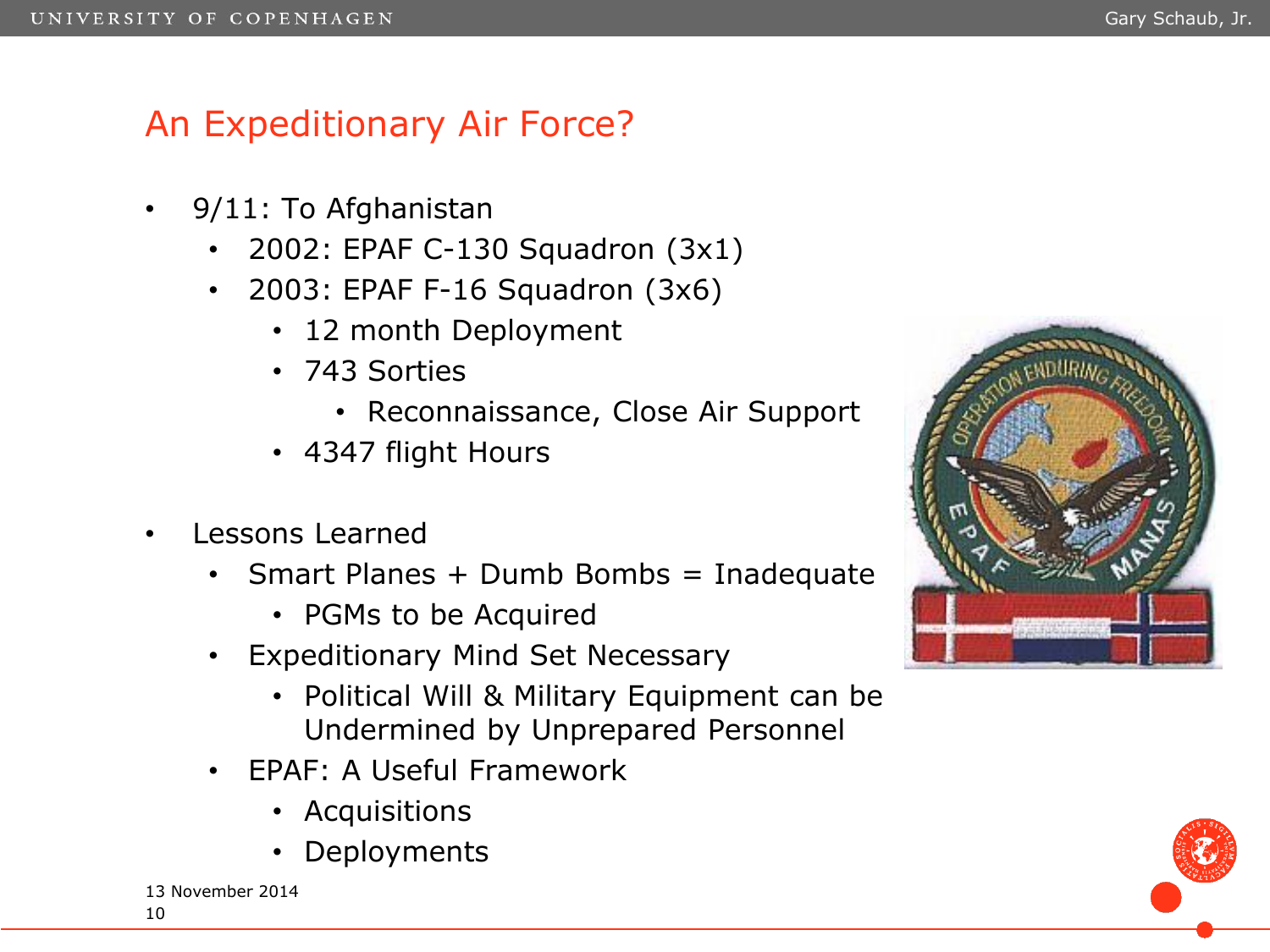# An Expeditionary Air Force?

- 9/11: To Afghanistan
  - 2002: EPAF C-130 Squadron (3x1)
  - 2003: EPAF F-16 Squadron (3x6)
    - 12 month Deployment
    - 743 Sorties
      - Reconnaissance, Close Air Support
    - 4347 flight Hours
- Lessons Learned
  - Smart Planes + Dumb Bombs = Inadequate
    - PGMs to be Acquired
  - Expeditionary Mind Set Necessary
    - Political Will & Military Equipment can be Undermined by Unprepared Personnel
  - EPAF: A Useful Framework
    - Acquisitions
    - Deployments

13 November 2014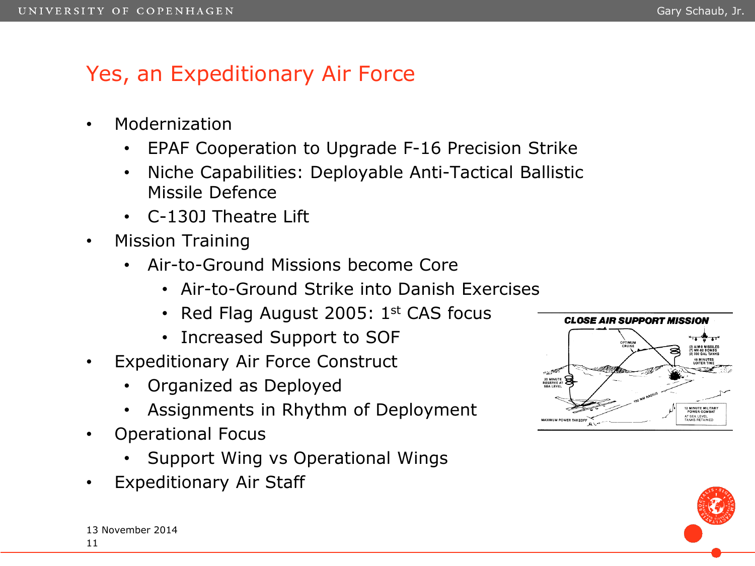## Yes, an Expeditionary Air Force

- Modernization
  - EPAF Cooperation to Upgrade F-16 Precision Strike
  - Niche Capabilities: Deployable Anti-Tactical Ballistic Missile Defence
  - C-130J Theatre Lift
- Mission Training
  - Air-to-Ground Missions become Core
    - Air-to-Ground Strike into Danish Exercises
    - Red Flag August 2005: 1st CAS focus
    - Increased Support to SOF
- Expeditionary Air Force Construct
  - Organized as Deployed
  - Assignments in Rhythm of Deployment
- Operational Focus
  - Support Wing vs Operational Wings
- Expeditionary Air Staff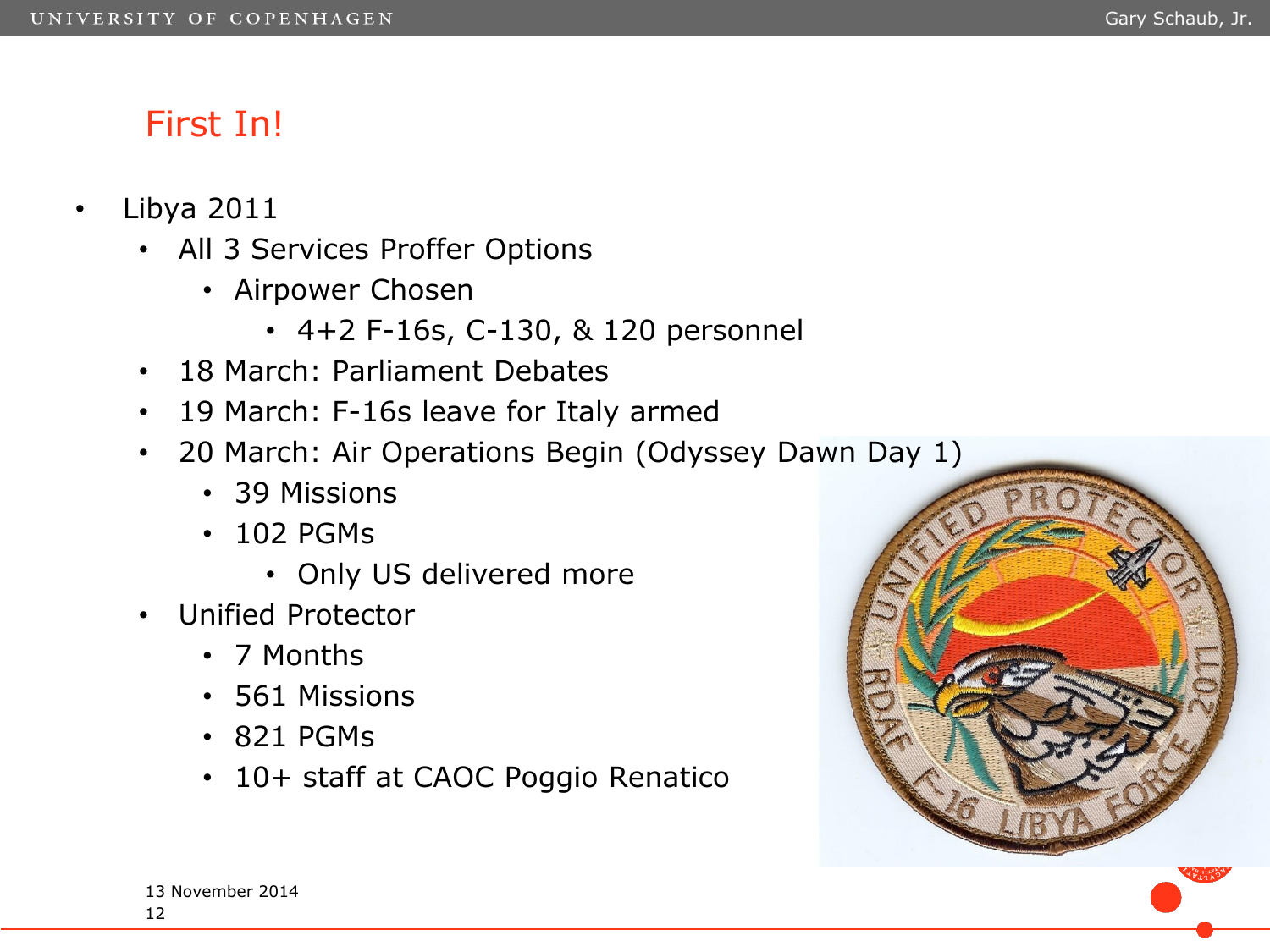## First In!

- Libya 2011
  - All 3 Services Proffer Options
    - Airpower Chosen
      - 4+2 F-16s, C-130, & 120 personnel
  - 18 March: Parliament Debates
  - 19 March: F-16s leave for Italy armed
  - 20 March: Air Operations Begin (Odyssey Dawn Day 1)
    - 39 Missions
    - 102 PGMs
      - Only US delivered more
  - Unified Protector
    - 7 Months
    - 561 Missions
    - 821 PGMs
    - 10+ staff at CAOC Poggio Renatico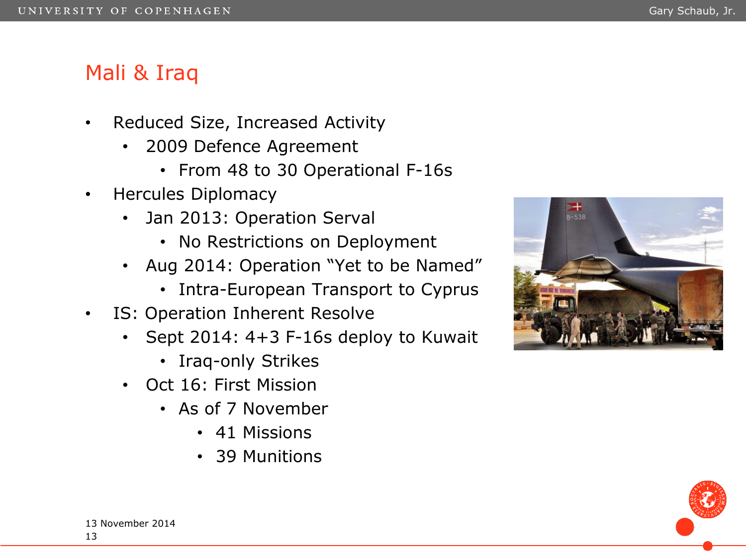## Mali & Iraq

- Reduced Size, Increased Activity
  - 2009 Defence Agreement
    - From 48 to 30 Operational F-16s
- Hercules Diplomacy
  - Jan 2013: Operation Serval
    - No Restrictions on Deployment
  - Aug 2014: Operation "Yet to be Named"
    - Intra-European Transport to Cyprus
- IS: Operation Inherent Resolve
  - Sept 2014: 4+3 F-16s deploy to Kuwait
    - Iraq-only Strikes
  - Oct 16: First Mission
    - As of 7 November
      - 41 Missions
      - 39 Munitions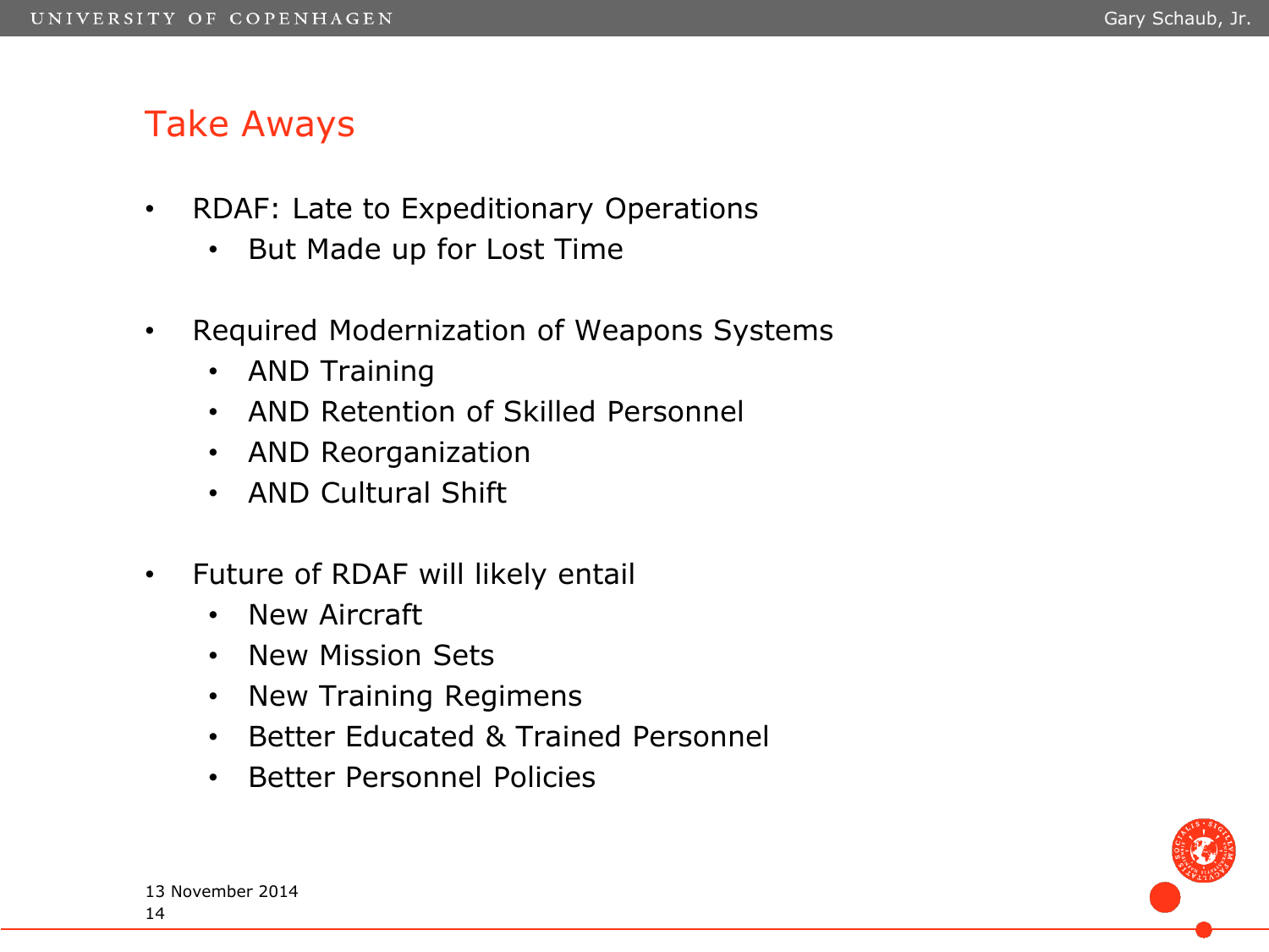## Take Aways

- RDAF: Late to Expeditionary Operations
  - But Made up for Lost Time

- Required Modernization of Weapons Systems
  - AND Training
  - AND Retention of Skilled Personnel
  - AND Reorganization
  - AND Cultural Shift

- Future of RDAF will likely entail
  - New Aircraft
  - New Mission Sets
  - New Training Regimens
  - Better Educated & Trained Personnel
  - Better Personnel Policies